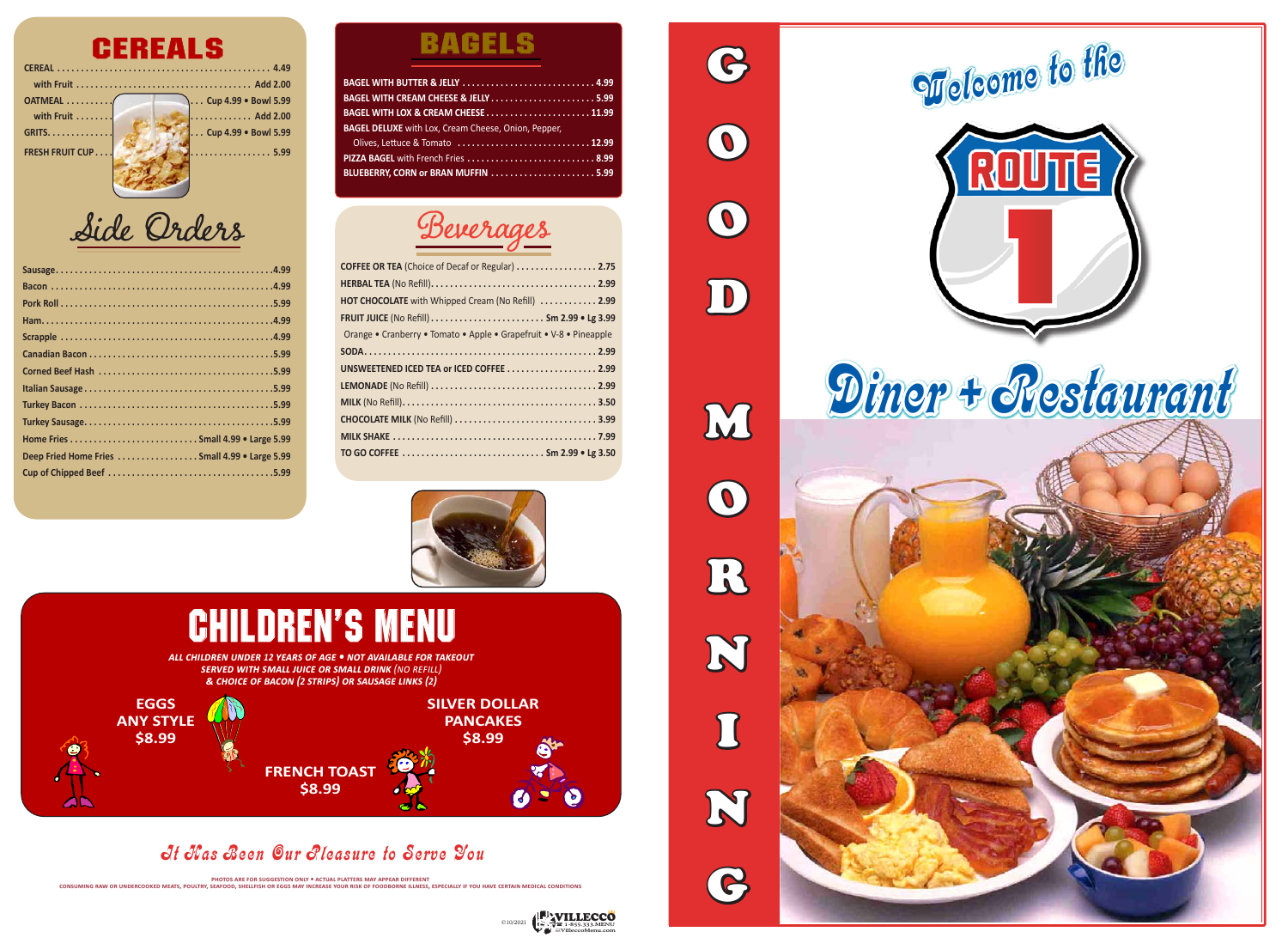## CEREALS

| Item | Price |
|---|---|
| CEREAL | 4.49 |
| with Fruit | Add 2.00 |
| OATMEAL | Cup 4.99 • Bowl 5.99 |
| with Fruit | Add 2.00 |
| GRITS | Cup 4.99 • Bowl 5.99 |
| FRESH FRUIT CUP | 5.99 |

## Side Orders

| Item | Price |
|---|---|
| Sausage | 4.99 |
| Bacon | 4.99 |
| Pork Roll | 5.99 |
| Ham | 4.99 |
| Scrapple | 4.99 |
| Canadian Bacon | 5.99 |
| Corned Beef Hash | 5.99 |
| Italian Sausage | 5.99 |
| Turkey Bacon | 5.99 |
| Turkey Sausage | 5.99 |
| Home Fries | Small 4.99 • Large 5.99 |
| Deep Fried Home Fries | Small 4.99 • Large 5.99 |
| Cup of Chipped Beef | 5.99 |

## BAGELS

| Item | Price |
|---|---|
| BAGEL WITH BUTTER & JELLY | 4.99 |
| BAGEL WITH CREAM CHEESE & JELLY | 5.99 |
| BAGEL WITH LOX & CREAM CHEESE | 11.99 |
| BAGEL DELUXE with Lox, Cream Cheese, Onion, Pepper, Olives, Lettuce & Tomato | 12.99 |
| PIZZA BAGEL with French Fries | 8.99 |
| BLUEBERRY, CORN or BRAN MUFFIN | 5.99 |

## Beverages

| Item | Price |
|---|---|
| COFFEE OR TEA (Choice of Decaf or Regular) | 2.75 |
| HERBAL TEA (No Refill) | 2.99 |
| HOT CHOCOLATE with Whipped Cream (No Refill) | 2.99 |
| FRUIT JUICE (No Refill) | Sm 2.99 • Lg 3.99 |
| Orange • Cranberry • Tomato • Apple • Grapefruit • V-8 • Pineapple | |
| SODA | 2.99 |
| UNSWEETENED ICED TEA or ICED COFFEE | 2.99 |
| LEMONADE (No Refill) | 2.99 |
| MILK (No Refill) | 3.50 |
| CHOCOLATE MILK (No Refill) | 3.99 |
| MILK SHAKE | 7.99 |
| TO GO COFFEE | Sm 2.99 • Lg 3.50 |

## CHILDREN'S MENU

*ALL CHILDREN UNDER 12 YEARS OF AGE • NOT AVAILABLE FOR TAKEOUT*
*SERVED WITH SMALL JUICE OR SMALL DRINK (NO REFILL)*
*& CHOICE OF BACON (2 STRIPS) OR SAUSAGE LINKS (2)*

**EGGS ANY STYLE** $8.99

**FRENCH TOAST** $8.99

**SILVER DOLLAR PANCAKES** $8.99

*It Has Been Our Pleasure to Serve You*

PHOTOS ARE FOR SUGGESTION ONLY • ACTUAL PLATTERS MAY APPEAR DIFFERENT
CONSUMING RAW OR UNDERCOOKED MEATS, POULTRY, SEAFOOD, SHELLFISH OR EGGS MAY INCREASE YOUR RISK OF FOODBORNE ILLNESS, ESPECIALLY IF YOU HAVE CERTAIN MEDICAL CONDITIONS

©10/2021 VILLECCO 1-855.333.MENU VillecoMenu.com

# GOOD MORNING

Welcome to the

# ROUTE 1

# Diner + Restaurant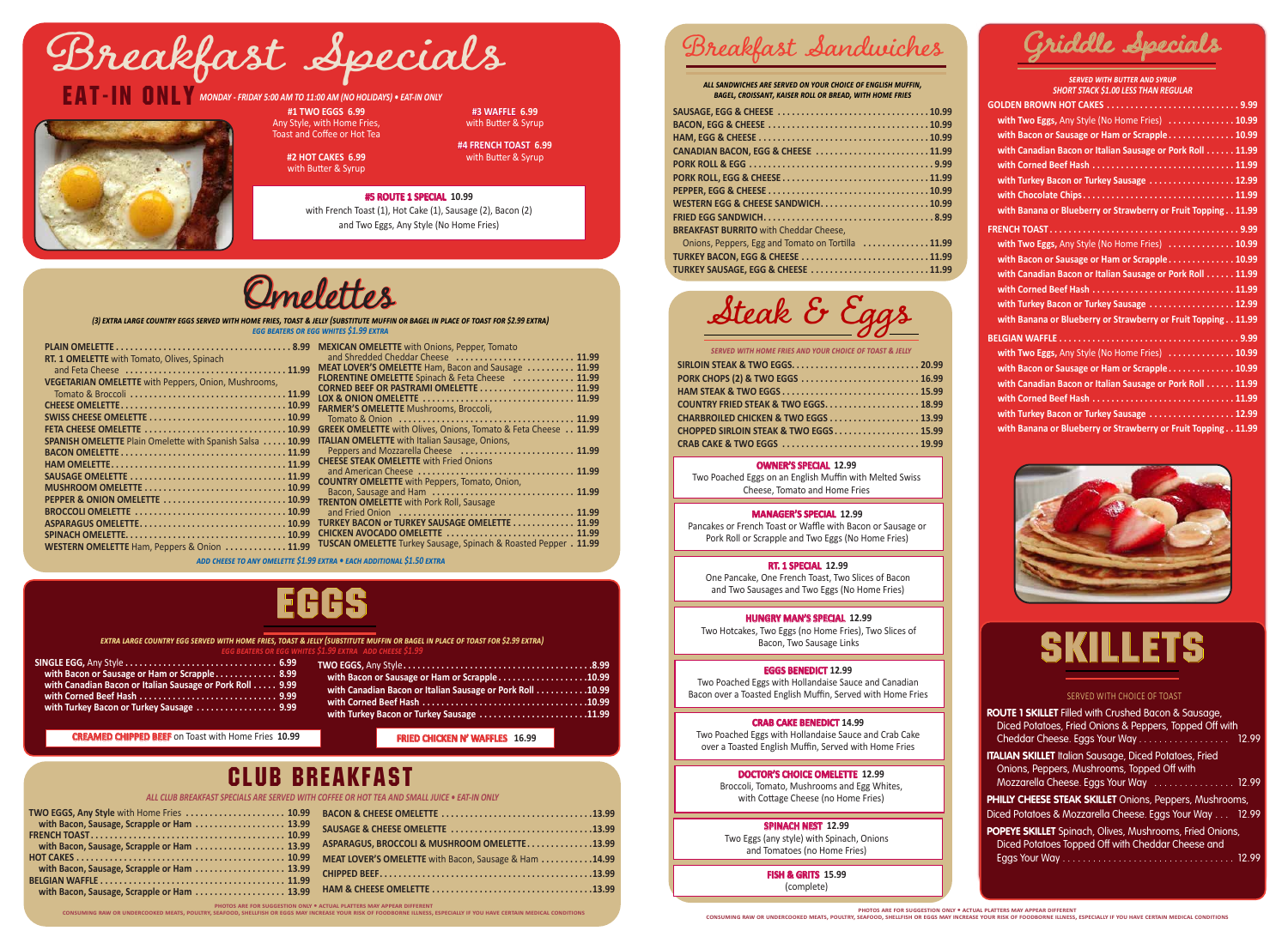# Breakfast Specials

**EAT-IN ONLY** *MONDAY - FRIDAY 5:00 AM TO 11:00 AM (NO HOLIDAYS) • EAT-IN ONLY*

**#1 TWO EGGS 6.99**
Any Style, with Home Fries, Toast and Coffee or Hot Tea

**#2 HOT CAKES 6.99**
with Butter & Syrup

**#3 WAFFLE 6.99**
with Butter & Syrup

**#4 FRENCH TOAST 6.99**
with Butter & Syrup

**#5 ROUTE 1 SPECIAL 10.99**
with French Toast (1), Hot Cake (1), Sausage (2), Bacon (2) and Two Eggs, Any Style (No Home Fries)

# Omelettes

*(3) EXTRA LARGE COUNTRY EGGS SERVED WITH HOME FRIES, TOAST & JELLY (SUBSTITUTE MUFFIN OR BAGEL IN PLACE OF TOAST FOR $2.99 EXTRA)*
*EGG BEATERS OR EGG WHITES $1.99 EXTRA*

| | |
|---|---|
| PLAIN OMELETTE | 8.99 |
| RT. 1 OMELETTE with Tomato, Olives, Spinach and Feta Cheese | 11.99 |
| VEGETARIAN OMELETTE with Peppers, Onion, Mushrooms, Tomato & Broccoli | 11.99 |
| CHEESE OMELETTE | 10.99 |
| SWISS CHEESE OMELETTE | 10.99 |
| FETA CHEESE OMELETTE | 10.99 |
| SPANISH OMELETTE Plain Omelette with Spanish Salsa | 10.99 |
| BACON OMELETTE | 11.99 |
| HAM OMELETTE | 11.99 |
| SAUSAGE OMELETTE | 11.99 |
| MUSHROOM OMELETTE | 10.99 |
| PEPPER & ONION OMELETTE | 10.99 |
| BROCCOLI OMELETTE | 10.99 |
| ASPARAGUS OMELETTE | 10.99 |
| SPINACH OMELETTE | 10.99 |
| WESTERN OMELETTE Ham, Peppers & Onion | 11.99 |
| MEXICAN OMELETTE with Onions, Pepper, Tomato and Shredded Cheddar Cheese | 11.99 |
| MEAT LOVER'S OMELETTE Ham, Bacon and Sausage | 11.99 |
| FLORENTINE OMELETTE Spinach & Feta Cheese | 11.99 |
| CORNED BEEF OR PASTRAMI OMELETTE | 11.99 |
| LOX & ONION OMELETTE | 11.99 |
| FARMER'S OMELETTE Mushrooms, Broccoli, Tomato & Onion | 11.99 |
| GREEK OMELETTE with Olives, Onions, Tomato & Feta Cheese | 11.99 |
| ITALIAN OMELETTE with Italian Sausage, Onions, Peppers and Mozzarella Cheese | 11.99 |
| CHEESE STEAK OMELETTE with Fried Onions and American Cheese | 11.99 |
| COUNTRY OMELETTE with Peppers, Tomato, Onion, Bacon, Sausage and Ham | 11.99 |
| TRENTON OMELETTE with Pork Roll, Sausage and Fried Onion | 11.99 |
| TURKEY BACON or TURKEY SAUSAGE OMELETTE | 11.99 |
| CHICKEN AVOCADO OMELETTE | 11.99 |
| TUSCAN OMELETTE Turkey Sausage, Spinach & Roasted Pepper | 11.99 |

*ADD CHEESE TO ANY OMELETTE $1.99 EXTRA • EACH ADDITIONAL $1.50 EXTRA*

# EGGS

*EXTRA LARGE COUNTRY EGG SERVED WITH HOME FRIES, TOAST & JELLY (SUBSTITUTE MUFFIN OR BAGEL IN PLACE OF TOAST FOR $2.99 EXTRA)*
*EGG BEATERS OR EGG WHITES $1.99 EXTRA ADD CHEESE $1.99*

| | |
|---|---|
| SINGLE EGG, Any Style | 6.99 |
| with Bacon or Sausage or Ham or Scrapple | 8.99 |
| with Canadian Bacon or Italian Sausage or Pork Roll | 9.99 |
| with Corned Beef Hash | 9.99 |
| with Turkey Bacon or Turkey Sausage | 9.99 |
| TWO EGGS, Any Style | 8.99 |
| with Bacon or Sausage or Ham or Scrapple | 10.99 |
| with Canadian Bacon or Italian Sausage or Pork Roll | 10.99 |
| with Corned Beef Hash | 10.99 |
| with Turkey Bacon or Turkey Sausage | 11.99 |

**CREAMED CHIPPED BEEF** on Toast with Home Fries **10.99**

**FRIED CHICKEN N' WAFFLES 16.99**

# CLUB BREAKFAST

*ALL CLUB BREAKFAST SPECIALS ARE SERVED WITH COFFEE OR HOT TEA AND SMALL JUICE • EAT-IN ONLY*

| | |
|---|---|
| TWO EGGS, Any Style with Home Fries | 10.99 |
| with Bacon, Sausage, Scrapple or Ham | 13.99 |
| FRENCH TOAST | 10.99 |
| with Bacon, Sausage, Scrapple or Ham | 13.99 |
| HOT CAKES | 10.99 |
| with Bacon, Sausage, Scrapple or Ham | 13.99 |
| BELGIAN WAFFLE | 11.99 |
| with Bacon, Sausage, Scrapple or Ham | 13.99 |
| BACON & CHEESE OMELETTE | 13.99 |
| SAUSAGE & CHEESE OMELETTE | 13.99 |
| ASPARAGUS, BROCCOLI & MUSHROOM OMELETTE | 13.99 |
| MEAT LOVER'S OMELETTE with Bacon, Sausage & Ham | 14.99 |
| CHIPPED BEEF | 13.99 |
| HAM & CHEESE OMELETTE | 13.99 |

PHOTOS ARE FOR SUGGESTION ONLY • ACTUAL PLATTERS MAY APPEAR DIFFERENT
CONSUMING RAW OR UNDERCOOKED MEATS, POULTRY, SEAFOOD, SHELLFISH OR EGGS MAY INCREASE YOUR RISK OF FOODBORNE ILLNESS, ESPECIALLY IF YOU HAVE CERTAIN MEDICAL CONDITIONS

# Breakfast Sandwiches

*ALL SANDWICHES ARE SERVED ON YOUR CHOICE OF ENGLISH MUFFIN, BAGEL, CROISSANT, KAISER ROLL OR BREAD, WITH HOME FRIES*

| | |
|---|---|
| SAUSAGE, EGG & CHEESE | 10.99 |
| BACON, EGG & CHEESE | 10.99 |
| HAM, EGG & CHEESE | 10.99 |
| CANADIAN BACON, EGG & CHEESE | 11.99 |
| PORK ROLL & EGG | 9.99 |
| PORK ROLL, EGG & CHEESE | 11.99 |
| PEPPER, EGG & CHEESE | 10.99 |
| WESTERN EGG & CHEESE SANDWICH | 10.99 |
| FRIED EGG SANDWICH | 8.99 |
| BREAKFAST BURRITO with Cheddar Cheese, Onions, Peppers, Egg and Tomato on Tortilla | 11.99 |
| TURKEY BACON, EGG & CHEESE | 11.99 |
| TURKEY SAUSAGE, EGG & CHEESE | 11.99 |

# Steak & Eggs

*SERVED WITH HOME FRIES AND YOUR CHOICE OF TOAST & JELLY*

| | |
|---|---|
| SIRLOIN STEAK & TWO EGGS | 20.99 |
| PORK CHOPS (2) & TWO EGGS | 16.99 |
| HAM STEAK & TWO EGGS | 15.99 |
| COUNTRY FRIED STEAK & TWO EGGS | 18.99 |
| CHARBROILED CHICKEN & TWO EGGS | 13.99 |
| CHOPPED SIRLOIN STEAK & TWO EGGS | 15.99 |
| CRAB CAKE & TWO EGGS | 19.99 |

**OWNER'S SPECIAL 12.99**
Two Poached Eggs on an English Muffin with Melted Swiss Cheese, Tomato and Home Fries

**MANAGER'S SPECIAL 12.99**
Pancakes or French Toast or Waffle with Bacon or Sausage or Pork Roll or Scrapple and Two Eggs (No Home Fries)

**RT. 1 SPECIAL 12.99**
One Pancake, One French Toast, Two Slices of Bacon and Two Sausages and Two Eggs (No Home Fries)

**HUNGRY MAN'S SPECIAL 12.99**
Two Hotcakes, Two Eggs (no Home Fries), Two Slices of Bacon, Two Sausage Links

**EGGS BENEDICT 12.99**
Two Poached Eggs with Hollandaise Sauce and Canadian Bacon over a Toasted English Muffin, Served with Home Fries

**CRAB CAKE BENEDICT 14.99**
Two Poached Eggs with Hollandaise Sauce and Crab Cake over a Toasted English Muffin, Served with Home Fries

**DOCTOR'S CHOICE OMELETTE 12.99**
Broccoli, Tomato, Mushrooms and Egg Whites, with Cottage Cheese (no Home Fries)

**SPINACH NEST 12.99**
Two Eggs (any style) with Spinach, Onions and Tomatoes (no Home Fries)

**FISH & GRITS 15.99**
(complete)

# Griddle Specials

*SERVED WITH BUTTER AND SYRUP*
*SHORT STACK $1.00 LESS THAN REGULAR*

| | |
|---|---|
| GOLDEN BROWN HOT CAKES | 9.99 |
| with Two Eggs, Any Style (No Home Fries) | 10.99 |
| with Bacon or Sausage or Ham or Scrapple | 10.99 |
| with Canadian Bacon or Italian Sausage or Pork Roll | 11.99 |
| with Corned Beef Hash | 11.99 |
| with Turkey Bacon or Turkey Sausage | 12.99 |
| with Chocolate Chips | 11.99 |
| with Banana or Blueberry or Strawberry or Fruit Topping | 11.99 |
| FRENCH TOAST | 9.99 |
| with Two Eggs, Any Style (No Home Fries) | 10.99 |
| with Bacon or Sausage or Ham or Scrapple | 10.99 |
| with Canadian Bacon or Italian Sausage or Pork Roll | 11.99 |
| with Corned Beef Hash | 11.99 |
| with Turkey Bacon or Turkey Sausage | 12.99 |
| with Banana or Blueberry or Strawberry or Fruit Topping | 11.99 |
| BELGIAN WAFFLE | 9.99 |
| with Two Eggs, Any Style (No Home Fries) | 10.99 |
| with Bacon or Sausage or Ham or Scrapple | 10.99 |
| with Canadian Bacon or Italian Sausage or Pork Roll | 11.99 |
| with Corned Beef Hash | 11.99 |
| with Turkey Bacon or Turkey Sausage | 12.99 |
| with Banana or Blueberry or Strawberry or Fruit Topping | 11.99 |

# SKILLETS

SERVED WITH CHOICE OF TOAST

| | |
|---|---|
| **ROUTE 1 SKILLET** Filled with Crushed Bacon & Sausage, Diced Potatoes, Fried Onions & Peppers, Topped Off with Cheddar Cheese. Eggs Your Way | 12.99 |
| **ITALIAN SKILLET** Italian Sausage, Diced Potatoes, Fried Onions, Peppers, Mushrooms, Topped Off with Mozzarella Cheese. Eggs Your Way | 12.99 |
| **PHILLY CHEESE STEAK SKILLET** Onions, Peppers, Mushrooms, Diced Potatoes & Mozzarella Cheese. Eggs Your Way | 12.99 |
| **POPEYE SKILLET** Spinach, Olives, Mushrooms, Fried Onions, Diced Potatoes Topped Off with Cheddar Cheese and Eggs Your Way | 12.99 |

PHOTOS ARE FOR SUGGESTION ONLY • ACTUAL PLATTERS MAY APPEAR DIFFERENT
CONSUMING RAW OR UNDERCOOKED MEATS, POULTRY, SEAFOOD, SHELLFISH OR EGGS MAY INCREASE YOUR RISK OF FOODBORNE ILLNESS, ESPECIALLY IF YOU HAVE CERTAIN MEDICAL CONDITIONS